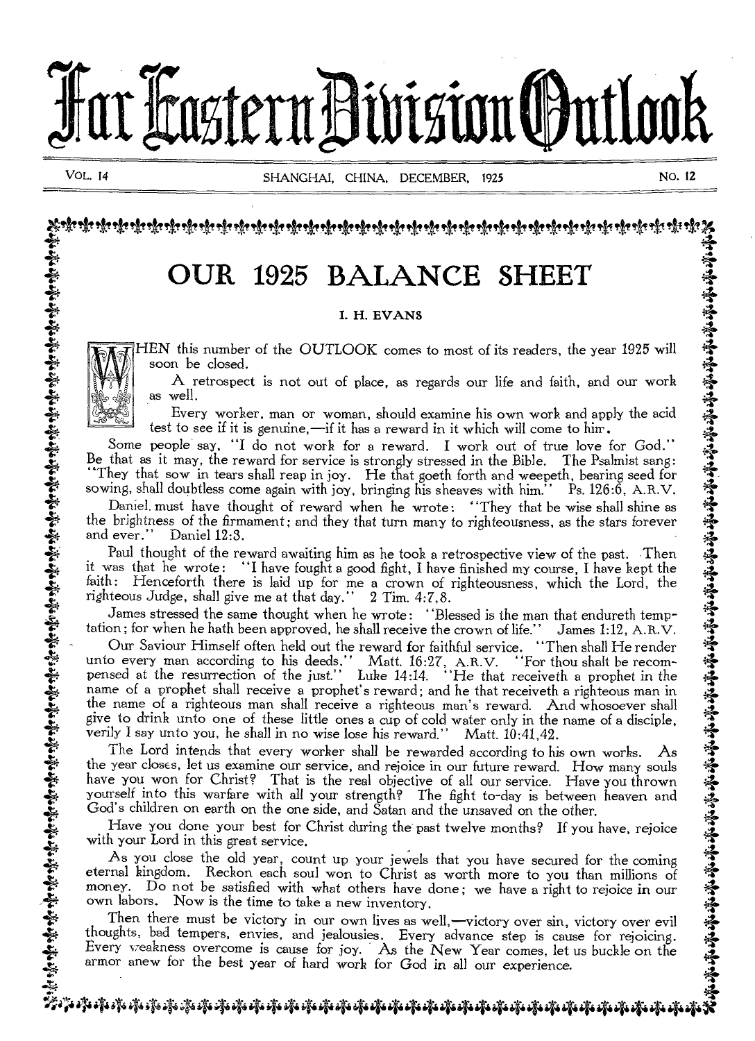# Far Eastern Division Outlook

VOL. 14 SHANGHAI, CHINA, DECEMBER, 1925 NO. 12

## OUR 1925 BALANCE SHEET

I. H. EVANS

WHEN this number of the OUTLOOK comes to most of its readers, the year 1925 will soon be closed.

A retrospect is not out of place, as regards our life and faith, and our work as well.

Every worker, man or woman, should examine his own work and apply the acid test to see if it is genuine,—if it has a reward in it which will come to him.

Some people say, "I do not work for a reward. I work out of true love for God." Be that as it may, the reward for service is strongly stressed in the Bible. The Psalmist sang: "They that sow in tears shall reap in joy. He that goeth forth and weepeth, bearing seed for sowing, shall doubtless come again with joy, bringing his sheaves with him." Ps. 126:6, A.R.V.

Daniel must have thought of reward when he wrote: "They that be wise shall shine as the brightness of the firmament; and they that turn many to righteousness, as the stars forever and ever." Daniel 12:3.

Paul thought of the reward awaiting him as he took a retrospective view of the past. Then it was that he wrote: "I have fought a good fight, I have finished my course, I have kept the faith: Henceforth there is laid up for me a crown of righteousness, which the Lord, the righteous Judge, shall give me at that day." 2 Tim. 4:7,8.

James stressed the same thought when he wrote: "Blessed is the man that endureth temptation; for when he hath been approved, he shall receive the crown of life." James 1:12, A.R.V.

Our Saviour Himself often held out the reward for faithful service. "Then shall He render unto every man according to his deeds." Matt. 16:27, A.R.V. "For thou shalt be recompensed at the resurrection of the just." Luke 14:14. "He that receiveth a prophet in the name of a prophet shall receive a prophet's reward; and he that receiveth a righteous man in the name of a righteous man shall receive a righteous man's reward. And whosoever shall give to drink unto one of these little ones a cup of cold water only in the name of a disciple, verily I say unto you, he shall in no wise lose his reward." Matt. 10:41,42.

The Lord intends that every worker shall be rewarded according to his own works. As the year closes, let us examine our service, and rejoice in our future reward. How many souls have you won for Christ? That is the real objective of all our service. Have you thrown yourself into this warfare with all your strength? The fight to-day is between heaven and God's children on earth on the one side, and Satan and the unsaved on the other.

Have you done your best for Christ during the past twelve months? If you have, rejoice with your Lord in this great service.

As you close the old year, count up your jewels that you have secured for the coming eternal kingdom. Reckon each soul won to Christ as worth more to you than millions of money. Do not be satisfied with what others have done; we have a right to rejoice in our own labors. Now is the time to take a new inventory.

Then there must be victory in our own lives as well,—victory over sin, victory over evil thoughts, bad tempers, envies, and jealousies. Every advance step is cause for rejoicing. Every weakness overcome is cause for joy. As the New Year comes, let us buckle on the armor anew for the best year of hard work for God in all our experience.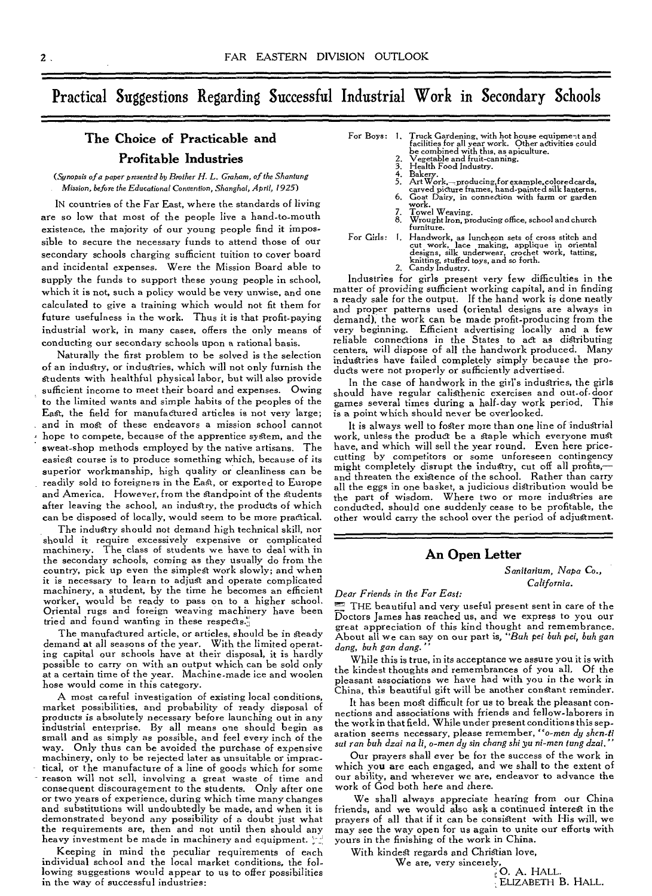# Practical Suggestions Regarding Successful Industrial Work in Secondary Schools

## The Choice of Practicable and Profitable Industries

*(Synopsis of a paper presented by Brother H. L. Graham, of the Shantung Mission, before the Educational Convention, Shanghai, April, 1925)*

IN countries of the Far East, where the standards of living are so low that most of the people live a hand-to-mouth existence, the majority of our young people find it impossible to secure the necessary funds to attend those of our secondary schools charging sufficient tuition to cover board and incidental expenses. Were the Mission Board able to supply the funds to support these young people in school, which it is not, such a policy would be very unwise, and one calculated to give a training which would not fit them for future usefulness in the work. Thus it is that profit-paying industrial work, in many cases, offers the only means of conducting our secondary schools upon a rational basis.

Naturally the first problem to be solved is the selection of an industry, or industries, which will not only furnish the students with healthful physical labor, but will also provide sufficient income to meet their board and expenses. Owing to the limited wants and simple habits of the peoples of the East, the field for manufactured articles is not very large; and in most of these endeavors a mission school cannot hope to compete, because of the apprentice system, and the sweat-shop methods employed by the native artisans. The easiest course is to produce something which, because of its superior workmanship, high quality or cleanliness can be readily sold to foreigners in the East, or exported to Europe and America. However, from the standpoint of the students after leaving the school, an industry, the products of which can be disposed of locally, would seem to be more practical.

The industry should not demand high technical skill, nor should it require excessively expensive or complicated machinery. The class of students we have to deal with in the secondary schools, coming as they usually do from the country, pick up even the simplest work slowly; and when it is necessary to learn to adjust and operate complicated machinery, a student, by the time he becomes an efficient worker, would be ready to pass on to a higher school. Oriental rugs and foreign weaving machinery have been tried and found wanting in these respects.

The manufactured article, or articles, should be in steady demand at all seasons of the year. With the limited operating capital our schools have at their disposal, it is hardly possible to carry on with an output which can be sold only at a certain time of the year. Machine-made ice and woolen hose would come in this category.

A most careful investigation of existing local conditions, market possibilities, and probability of ready disposal of products is absolutely necessary before launching out in any industrial enterprise. By all means one should begin as small and as simply as possible, and feel every inch of the way. Only thus can be avoided the purchase of expensive machinery, only to be rejected later as unsuitable or impractical, or the manufacture of a line of goods which for some reason will not sell, involving a great waste of time and consequent discouragement to the students. Only after one or two years of experience, during which time many changes and substitutions will undoubtedly be made, and when it is demonstrated beyond any possibility of a doubt just what the requirements are, then and not until then should any heavy investment be made in machinery and equipment.

Keeping in mind the peculiar requirements of each individual school and the local market conditions, the following suggestions would appear to us to offer possibilities in the way of successful industries:

For Boys:
1. Truck Gardening, with hot house equipment and facilities for all year work. Other activities could be combined with this, as apiculture.
2. Vegetable and fruit-canning.
3. Health Food Industry.
4. Bakery.
5. Art Work,—producing, for example, colored cards, carved picture frames, hand-painted silk lanterns.
6. Goat Dairy, in connection with farm or garden work.
7. Towel Weaving.
8. Wrought Iron, producing office, school and church furniture.

For Girls:
1. Handwork, as luncheon sets of cross stitch and cut work, lace making, applique in oriental designs, silk underwear, crochet work, tatting, knitting, stuffed toys, and so forth.
2. Candy Industry.

Industries for girls present very few difficulties in the matter of providing sufficient working capital, and in finding a ready sale for the output. If the hand work is done neatly and proper patterns used (oriental designs are always in demand), the work can be made profit-producing from the very beginning. Efficient advertising locally and a few reliable connections in the States to act as distributing centers, will dispose of all the handwork produced. Many industries have failed completely simply because the products were not properly or sufficiently advertised.

In the case of handwork in the girl's industries, the girls should have regular calisthenic exercises and out-of-door games several times during a half-day work period. This is a point which should never be overlooked.

It is always well to foster more than one line of industrial work, unless the product be a staple which everyone must have, and which will sell the year round. Even here price-cutting by competitors or some unforeseen contingency might completely disrupt the industry, cut off all profits,—and threaten the existence of the school. Rather than carry all the eggs in one basket, a judicious distribution would be the part of wisdom. Where two or more industries are conducted, should one suddenly cease to be profitable, the other would carry the school over the period of adjustment.

## An Open Letter

*Sanitarium, Napa Co., California.*

*Dear Friends in the Far East:*

THE beautiful and very useful present sent in care of the Doctors James has reached us, and we express to you our great appreciation of this kind thought and remembrance. About all we can say on our part is, "*Buh pei buh pei, buh gan dang, buh gan dang.*"

While this is true, in its acceptance we assure you it is with the kindest thoughts and remembrances of you all. Of the pleasant associations we have had with you in the work in China, this beautiful gift will be another constant reminder.

It has been most difficult for us to break the pleasant connections and associations with friends and fellow-laborers in the work in that field. While under present conditions this separation seems necessary, please remember, "*o-men dy shen-ti sui ran buh dzai na li, o-men dy sin chang shi yu ni-men tung dzai.*"

Our prayers shall ever be for the success of the work in which you are each engaged, and we shall to the extent of our ability, and wherever we are, endeavor to advance the work of God both here and there.

We shall always appreciate hearing from our China friends, and we would also ask a continued interest in the prayers of all that if it can be consistent with His will, we may see the way open for us again to unite our efforts with yours in the finishing of the work in China.

With kindest regards and Christian love,

We are, very sincerely,

O. A. HALL.
ELIZABETH B. HALL.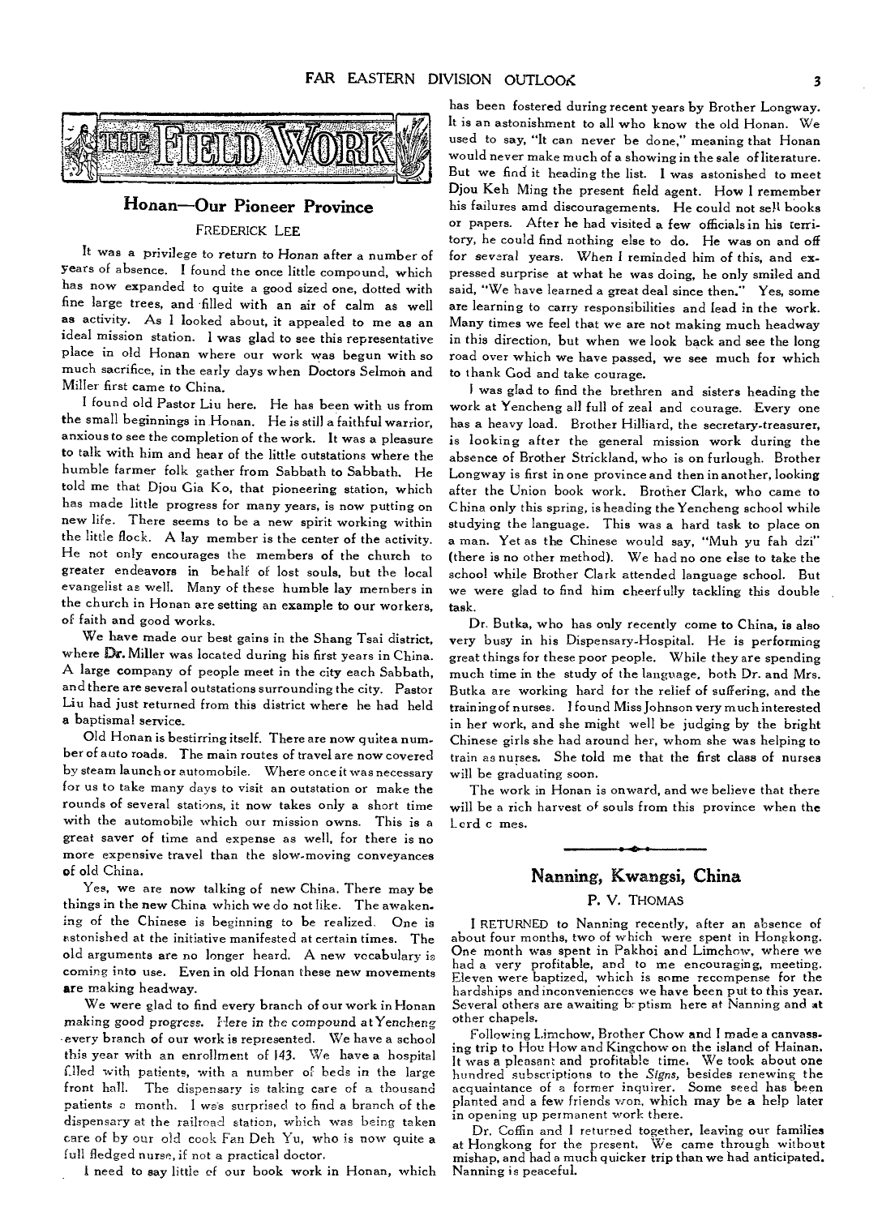# THE FIELD WORK

## Honan—Our Pioneer Province

FREDERICK LEE

It was a privilege to return to Honan after a number of years of absence. I found the once little compound, which has now expanded to quite a good sized one, dotted with fine large trees, and filled with an air of calm as well as activity. As I looked about, it appealed to me as an ideal mission station. I was glad to see this representative place in old Honan where our work was begun with so much sacrifice, in the early days when Doctors Selmon and Miller first came to China.

I found old Pastor Liu here. He has been with us from the small beginnings in Honan. He is still a faithful warrior, anxious to see the completion of the work. It was a pleasure to talk with him and hear of the little outstations where the humble farmer folk gather from Sabbath to Sabbath. He told me that Djou Gia Ko, that pioneering station, which has made little progress for many years, is now putting on new life. There seems to be a new spirit working within the little flock. A lay member is the center of the activity. He not only encourages the members of the church to greater endeavors in behalf of lost souls, but the local evangelist as well. Many of these humble lay members in the church in Honan are setting an example to our workers, of faith and good works.

We have made our best gains in the Shang Tsai district, where Dr. Miller was located during his first years in China. A large company of people meet in the city each Sabbath, and there are several outstations surrounding the city. Pastor Liu had just returned from this district where he had held a baptismal service.

Old Honan is bestirring itself. There are now quite a number of auto roads. The main routes of travel are now covered by steam launch or automobile. Where once it was necessary for us to take many days to visit an outstation or make the rounds of several stations, it now takes only a short time with the automobile which our mission owns. This is a great saver of time and expense as well, for there is no more expensive travel than the slow-moving conveyances of old China.

Yes, we are now talking of new China. There may be things in the new China which we do not like. The awakening of the Chinese is beginning to be realized. One is astonished at the initiative manifested at certain times. The old arguments are no longer heard. A new vocabulary is coming into use. Even in old Honan these new movements are making headway.

We were glad to find every branch of our work in Honan making good progress. Here in the compound at Yencheng every branch of our work is represented. We have a school this year with an enrollment of 143. We have a hospital filled with patients, with a number of beds in the large front hall. The dispensary is taking care of a thousand patients a month. I was surprised to find a branch of the dispensary at the railroad station, which was being taken care of by our old cook Fan Deh Yu, who is now quite a full fledged nurse, if not a practical doctor.

I need to say little of our book work in Honan, which has been fostered during recent years by Brother Longway. It is an astonishment to all who know the old Honan. We used to say, "It can never be done," meaning that Honan would never make much of a showing in the sale of literature. But we find it heading the list. I was astonished to meet Djou Keh Ming the present field agent. How I remember his failures amd discouragements. He could not sell books or papers. After he had visited a few officials in his territory, he could find nothing else to do. He was on and off for several years. When I reminded him of this, and expressed surprise at what he was doing, he only smiled and said, "We have learned a great deal since then." Yes, some are learning to carry responsibilities and lead in the work. Many times we feel that we are not making much headway in this direction, but when we look back and see the long road over which we have passed, we see much for which to thank God and take courage.

I was glad to find the brethren and sisters heading the work at Yencheng all full of zeal and courage. Every one has a heavy load. Brother Hilliard, the secretary-treasurer, is looking after the general mission work during the absence of Brother Strickland, who is on furlough. Brother Longway is first in one province and then in another, looking after the Union book work. Brother Clark, who came to China only this spring, is heading the Yencheng school while studying the language. This was a hard task to place on a man. Yet as the Chinese would say, "Muh yu fah dzi" (there is no other method). We had no one else to take the school while Brother Clark attended language school. But we were glad to find him cheerfully tackling this double task.

Dr. Butka, who has only recently come to China, is also very busy in his Dispensary-Hospital. He is performing great things for these poor people. While they are spending much time in the study of the language, both Dr. and Mrs. Butka are working hard for the relief of suffering, and the training of nurses. I found Miss Johnson very much interested in her work, and she might well be judging by the bright Chinese girls she had around her, whom she was helping to train as nurses. She told me that the first class of nurses will be graduating soon.

The work in Honan is onward, and we believe that there will be a rich harvest of souls from this province when the Lord c mes.

## Nanning, Kwangsi, China

P. V. THOMAS

I RETURNED to Nanning recently, after an absence of about four months, two of which were spent in Hongkong. One month was spent in Pakhoi and Limchow, where we had a very profitable, and to me encouraging, meeting. Eleven were baptized, which is some recompense for the hardships and inconveniences we have been put to this year. Several others are awaiting b ptism here at Nanning and at other chapels.

Following Limchow, Brother Chow and I made a canvassing trip to Hou How and Kingchow on the island of Hainan. It was a pleasant and profitable time. We took about one hundred subscriptions to the *Signs*, besides renewing the acquaintance of a former inquirer. Some seed has been planted and a few friends won, which may be a help later in opening up permanent work there.

Dr. Coffin and I returned together, leaving our families at Hongkong for the present. We came through without mishap, and had a much quicker trip than we had anticipated. Nanning is peaceful.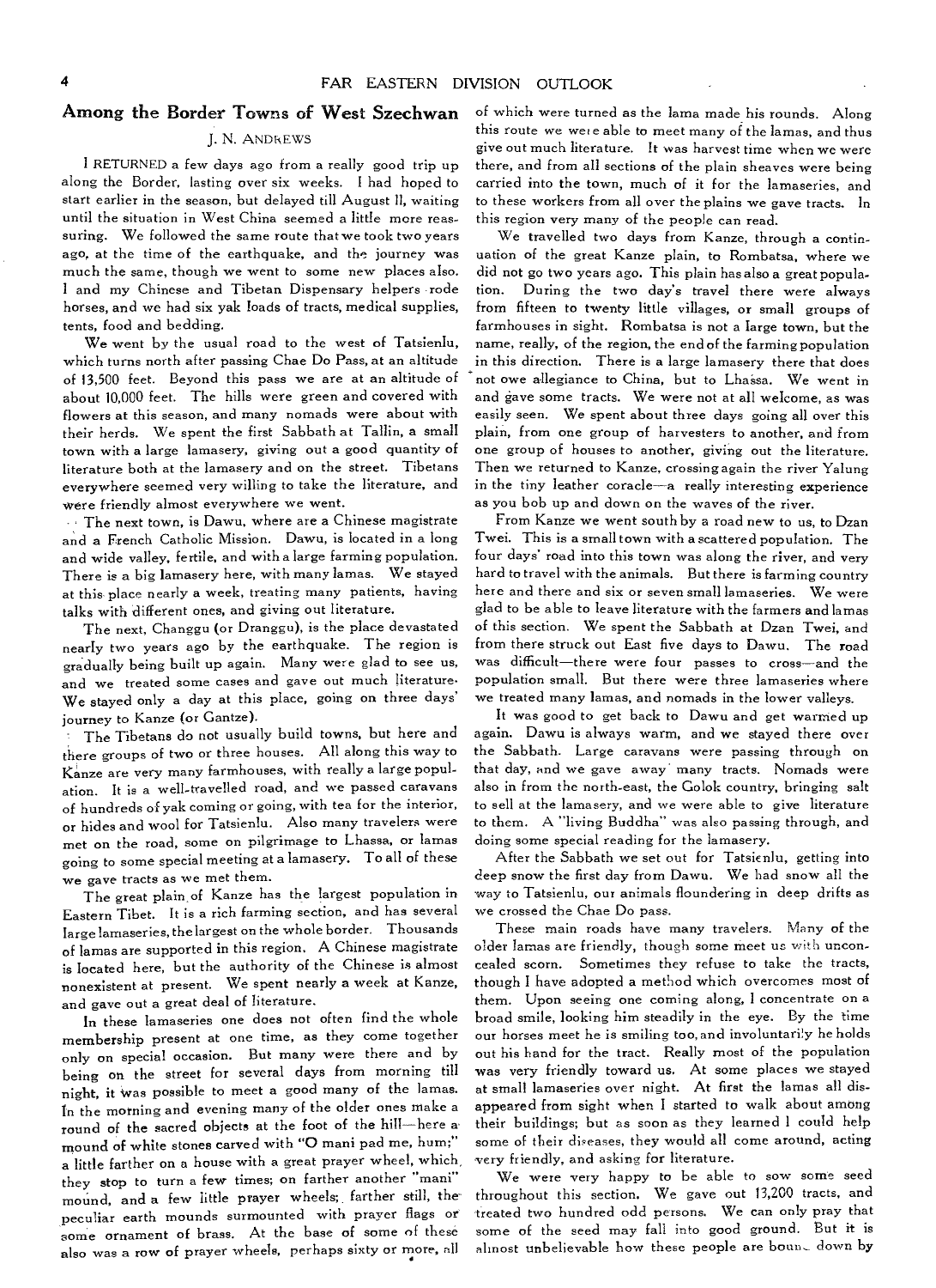## Among the Border Towns of West Szechwan

J. N. ANDREWS

I RETURNED a few days ago from a really good trip up along the Border, lasting over six weeks. I had hoped to start earlier in the season, but delayed till August 11, waiting until the situation in West China seemed a little more reassuring. We followed the same route that we took two years ago, at the time of the earthquake, and the journey was much the same, though we went to some new places also. I and my Chinese and Tibetan Dispensary helpers rode horses, and we had six yak loads of tracts, medical supplies, tents, food and bedding.

We went by the usual road to the west of Tatsienlu, which turns north after passing Chae Do Pass, at an altitude of 13,500 feet. Beyond this pass we are at an altitude of about 10,000 feet. The hills were green and covered with flowers at this season, and many nomads were about with their herds. We spent the first Sabbath at Tallin, a small town with a large lamasery, giving out a good quantity of literature both at the lamasery and on the street. Tibetans everywhere seemed very willing to take the literature, and were friendly almost everywhere we went.

The next town, is Dawu, where are a Chinese magistrate and a French Catholic Mission. Dawu, is located in a long and wide valley, fertile, and with a large farming population. There is a big lamasery here, with many lamas. We stayed at this place nearly a week, treating many patients, having talks with different ones, and giving out literature.

The next, Changgu (or Dranggu), is the place devastated nearly two years ago by the earthquake. The region is gradually being built up again. Many were glad to see us, and we treated some cases and gave out much literature. We stayed only a day at this place, going on three days' journey to Kanze (or Gantze).

The Tibetans do not usually build towns, but here and there groups of two or three houses. All along this way to Kanze are very many farmhouses, with really a large population. It is a well-travelled road, and we passed caravans of hundreds of yak coming or going, with tea for the interior, or hides and wool for Tatsienlu. Also many travelers were met on the road, some on pilgrimage to Lhassa, or lamas going to some special meeting at a lamasery. To all of these we gave tracts as we met them.

The great plain of Kanze has the largest population in Eastern Tibet. It is a rich farming section, and has several large lamaseries, the largest on the whole border. Thousands of lamas are supported in this region. A Chinese magistrate is located here, but the authority of the Chinese is almost nonexistent at present. We spent nearly a week at Kanze, and gave out a great deal of literature.

In these lamaseries one does not often find the whole membership present at one time, as they come together only on special occasion. But many were there and by being on the street for several days from morning till night, it was possible to meet a good many of the lamas. In the morning and evening many of the older ones make a round of the sacred objects at the foot of the hill—here a mound of white stones carved with "O mani pad me, hum;" a little farther on a house with a great prayer wheel, which they stop to turn a few times; on farther another "mani" mound, and a few little prayer wheels; farther still, the peculiar earth mounds surmounted with prayer flags or some ornament of brass. At the base of some of these also was a row of prayer wheels, perhaps sixty or more, all of which were turned as the lama made his rounds. Along this route we were able to meet many of the lamas, and thus give out much literature. It was harvest time when we were there, and from all sections of the plain sheaves were being carried into the town, much of it for the lamaseries, and to these workers from all over the plains we gave tracts. In this region very many of the people can read.

We travelled two days from Kanze, through a continuation of the great Kanze plain, to Rombatsa, where we did not go two years ago. This plain has also a great population. During the two day's travel there were always from fifteen to twenty little villages, or small groups of farmhouses in sight. Rombatsa is not a large town, but the name, really, of the region, the end of the farming population in this direction. There is a large lamasery there that does not owe allegiance to China, but to Lhassa. We went in and gave some tracts. We were not at all welcome, as was easily seen. We spent about three days going all over this plain, from one group of harvesters to another, and from one group of houses to another, giving out the literature. Then we returned to Kanze, crossing again the river Yalung in the tiny leather coracle—a really interesting experience as you bob up and down on the waves of the river.

From Kanze we went south by a road new to us, to Dzan Twei. This is a small town with a scattered population. The four days' road into this town was along the river, and very hard to travel with the animals. But there is farming country here and there and six or seven small lamaseries. We were glad to be able to leave literature with the farmers and lamas of this section. We spent the Sabbath at Dzan Twei, and from there struck out East five days to Dawu. The road was difficult—there were four passes to cross—and the population small. But there were three lamaseries where we treated many lamas, and nomads in the lower valleys.

It was good to get back to Dawu and get warmed up again. Dawu is always warm, and we stayed there over the Sabbath. Large caravans were passing through on that day, and we gave away many tracts. Nomads were also in from the north-east, the Golok country, bringing salt to sell at the lamasery, and we were able to give literature to them. A "living Buddha" was also passing through, and doing some special reading for the lamasery.

After the Sabbath we set out for Tatsienlu, getting into deep snow the first day from Dawu. We had snow all the way to Tatsienlu, our animals floundering in deep drifts as we crossed the Chae Do pass.

These main roads have many travelers. Many of the older lamas are friendly, though some meet us with unconcealed scorn. Sometimes they refuse to take the tracts, though I have adopted a method which overcomes most of them. Upon seeing one coming along, I concentrate on a broad smile, looking him steadily in the eye. By the time our horses meet he is smiling too, and involuntarily he holds out his hand for the tract. Really most of the population was very friendly toward us. At some places we stayed at small lamaseries over night. At first the lamas all disappeared from sight when I started to walk about among their buildings; but as soon as they learned I could help some of their diseases, they would all come around, acting very friendly, and asking for literature.

We were very happy to be able to sow some seed throughout this section. We gave out 13,200 tracts, and treated two hundred odd persons. We can only pray that some of the seed may fall into good ground. But it is almost unbelievable how these people are bound down by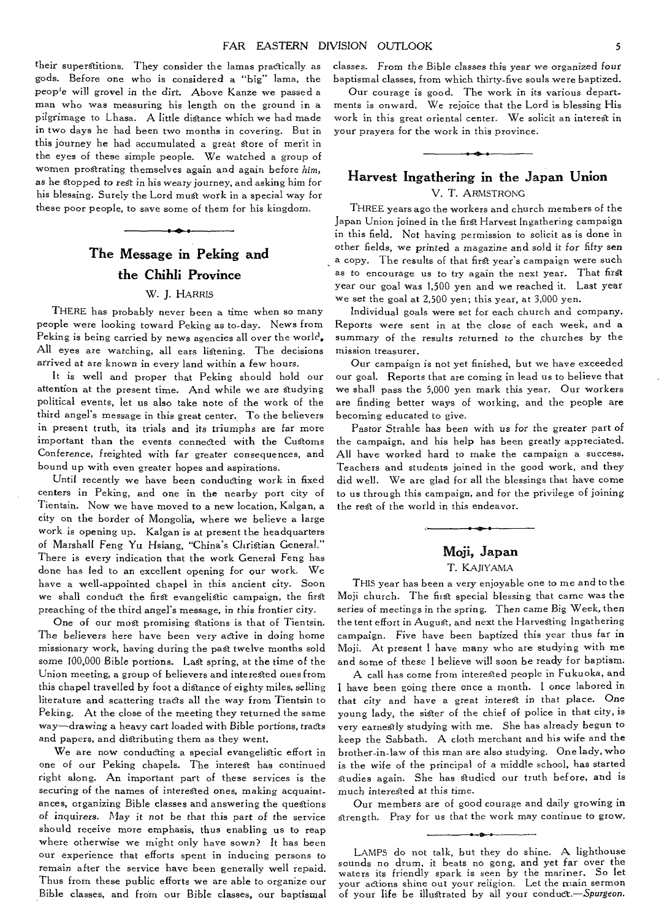their superstitions. They consider the lamas practically as gods. Before one who is considered a "big" lama, the people will grovel in the dirt. Above Kanze we passed a man who was measuring his length on the ground in a pilgrimage to Lhasa. A little distance which we had made in two days he had been two months in covering. But in this journey he had accumulated a great store of merit in the eyes of these simple people. We watched a group of women prostrating themselves again and again before *him*, as he stopped to rest in his weary journey, and asking him for his blessing. Surely the Lord must work in a special way for these poor people, to save some of them for his kingdom.

## The Message in Peking and the Chihli Province

W. J. HARRIS

THERE has probably never been a time when so many people were looking toward Peking as to-day. News from Peking is being carried by news agencies all over the world. All eyes are watching, all ears listening. The decisions arrived at are known in every land within a few hours.

It is well and proper that Peking should hold our attention at the present time. And while we are studying political events, let us also take note of the work of the third angel's message in this great center. To the believers in present truth, its trials and its triumphs are far more important than the events connected with the Customs Conference, freighted with far greater consequences, and bound up with even greater hopes and aspirations.

Until recently we have been conducting work in fixed centers in Peking, and one in the nearby port city of Tientsin. Now we have moved to a new location, Kalgan, a city on the border of Mongolia, where we believe a large work is opening up. Kalgan is at present the headquarters of Marshall Feng Yu Hsiang, "China's Christian General." There is every indication that the work General Feng has done has led to an excellent opening for our work. We have a well-appointed chapel in this ancient city. Soon we shall conduct the first evangelistic campaign, the first preaching of the third angel's message, in this frontier city.

One of our most promising stations is that of Tientsin. The believers here have been very active in doing home missionary work, having during the past twelve months sold some 100,000 Bible portions. Last spring, at the time of the Union meeting, a group of believers and interested ones from this chapel travelled by foot a distance of eighty miles, selling literature and scattering tracts all the way from Tientsin to Peking. At the close of the meeting they returned the same way—drawing a heavy cart loaded with Bible portions, tracts and papers, and distributing them as they went.

We are now conducting a special evangelistic effort in one of our Peking chapels. The interest has continued right along. An important part of these services is the securing of the names of interested ones, making acquaintances, organizing Bible classes and answering the questions of inquirers. May it not be that this part of the service should receive more emphasis, thus enabling us to reap where otherwise we might only have sown? It has been our experience that efforts spent in inducing persons to remain after the service have been generally well repaid. Thus from these public efforts we are able to organize our Bible classes, and from our Bible classes, our baptismal classes. From the Bible classes this year we organized four baptismal classes, from which thirty-five souls were baptized.

Our courage is good. The work in its various departments is onward. We rejoice that the Lord is blessing His work in this great oriental center. We solicit an interest in your prayers for the work in this province.

## Harvest Ingathering in the Japan Union

V. T. ARMSTRONG

THREE years ago the workers and church members of the Japan Union joined in the first Harvest Ingathering campaign in this field. Not having permission to solicit as is done in other fields, we printed a magazine and sold it for fifty sen a copy. The results of that first year's campaign were such as to encourage us to try again the next year. That first year our goal was 1,500 yen and we reached it. Last year we set the goal at 2,500 yen; this year, at 3,000 yen.

Individual goals were set for each church and company. Reports were sent in at the close of each week, and a summary of the results returned to the churches by the mission treasurer.

Our campaign is not yet finished, but we have exceeded our goal. Reports that are coming in lead us to believe that we shall pass the 5,000 yen mark this year. Our workers are finding better ways of working, and the people are becoming educated to give.

Pastor Strahle has been with us for the greater part of the campaign, and his help has been greatly appreciated. All have worked hard to make the campaign a success. Teachers and students joined in the good work, and they did well. We are glad for all the blessings that have come to us through this campaign, and for the privilege of joining the rest of the world in this endeavor.

## Moji, Japan

T. KAJIYAMA

THIS year has been a very enjoyable one to me and to the Moji church. The first special blessing that came was the series of meetings in the spring. Then came Big Week, then the tent effort in August, and next the Harvesting Ingathering campaign. Five have been baptized this year thus far in Moji. At present I have many who are studying with me and some of these I believe will soon be ready for baptism.

A call has come from interested people in Fukuoka, and I have been going there once a month. I once labored in that city and have a great interest in that place. One young lady, the sister of the chief of police in that city, is very earnestly studying with me. She has already begun to keep the Sabbath. A cloth merchant and his wife and the brother-in-law of this man are also studying. One lady, who is the wife of the principal of a middle school, has started studies again. She has studied our truth before, and is much interested at this time.

Our members are of good courage and daily growing in strength. Pray for us that the work may continue to grow.

LAMPS do not talk, but they do shine. A lighthouse sounds no drum, it beats no gong, and yet far over the waters its friendly spark is seen by the mariner. So let your actions shine out your religion. Let the main sermon of your life be illustrated by all your conduct.—*Spurgeon.*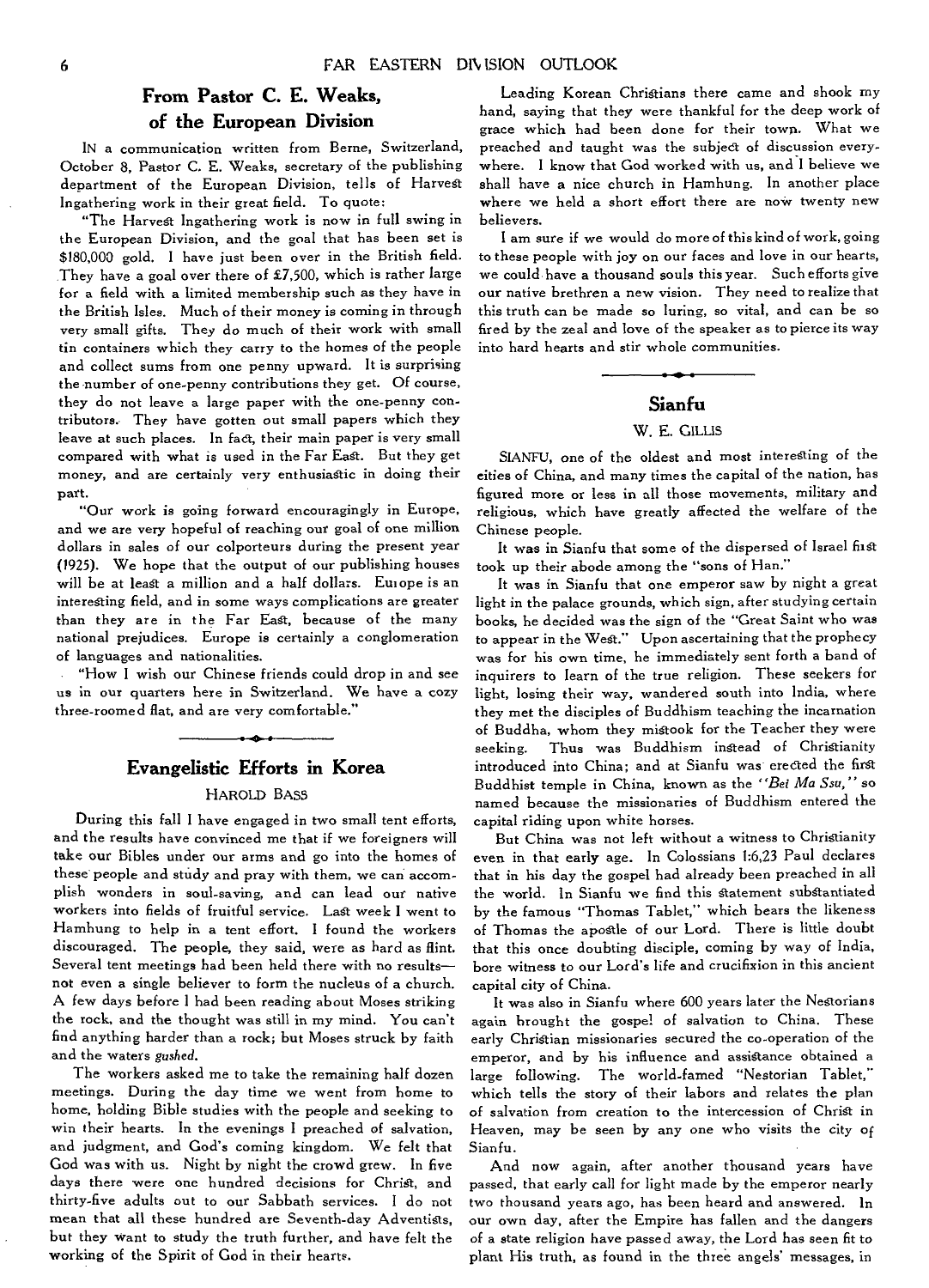## From Pastor C. E. Weaks, of the European Division

IN a communication written from Berne, Switzerland, October 8, Pastor C. E. Weaks, secretary of the publishing department of the European Division, tells of Harvest Ingathering work in their great field. To quote:

"The Harvest Ingathering work is now in full swing in the European Division, and the goal that has been set is $180,000 gold. I have just been over in the British field. They have a goal over there of £7,500, which is rather large for a field with a limited membership such as they have in the British Isles. Much of their money is coming in through very small gifts. They do much of their work with small tin containers which they carry to the homes of the people and collect sums from one penny upward. It is surprising the number of one-penny contributions they get. Of course, they do not leave a large paper with the one-penny contributors. They have gotten out small papers which they leave at such places. In fact, their main paper is very small compared with what is used in the Far East. But they get money, and are certainly very enthusiastic in doing their part.

"Our work is going forward encouragingly in Europe, and we are very hopeful of reaching our goal of one million dollars in sales of our colporteurs during the present year (1925). We hope that the output of our publishing houses will be at least a million and a half dollars. Europe is an interesting field, and in some ways complications are greater than they are in the Far East, because of the many national prejudices. Europe is certainly a conglomeration of languages and nationalities.

"How I wish our Chinese friends could drop in and see us in our quarters here in Switzerland. We have a cozy three-roomed flat, and are very comfortable."

## Evangelistic Efforts in Korea

HAROLD BASS

During this fall I have engaged in two small tent efforts, and the results have convinced me that if we foreigners will take our Bibles under our arms and go into the homes of these people and study and pray with them, we can accomplish wonders in soul-saving, and can lead our native workers into fields of fruitful service. Last week I went to Hamhung to help in a tent effort. I found the workers discouraged. The people, they said, were as hard as flint. Several tent meetings had been held there with no results—not even a single believer to form the nucleus of a church. A few days before I had been reading about Moses striking the rock, and the thought was still in my mind. You can't find anything harder than a rock; but Moses struck by faith and the waters *gushed*.

The workers asked me to take the remaining half dozen meetings. During the day time we went from home to home, holding Bible studies with the people and seeking to win their hearts. In the evenings I preached of salvation, and judgment, and God's coming kingdom. We felt that God was with us. Night by night the crowd grew. In five days there were one hundred decisions for Christ, and thirty-five adults out to our Sabbath services. I do not mean that all these hundred are Seventh-day Adventists, but they want to study the truth further, and have felt the working of the Spirit of God in their hearts.

Leading Korean Christians there came and shook my hand, saying that they were thankful for the deep work of grace which had been done for their town. What we preached and taught was the subject of discussion everywhere. I know that God worked with us, and I believe we shall have a nice church in Hamhung. In another place where we held a short effort there are now twenty new believers.

I am sure if we would do more of this kind of work, going to these people with joy on our faces and love in our hearts, we could have a thousand souls this year. Such efforts give our native brethren a new vision. They need to realize that this truth can be made so luring, so vital, and can be so fired by the zeal and love of the speaker as to pierce its way into hard hearts and stir whole communities.

## Sianfu

W. E. GILLIS

SIANFU, one of the oldest and most interesting of the cities of China, and many times the capital of the nation, has figured more or less in all those movements, military and religious, which have greatly affected the welfare of the Chinese people.

It was in Sianfu that some of the dispersed of Israel first took up their abode among the "sons of Han."

It was in Sianfu that one emperor saw by night a great light in the palace grounds, which sign, after studying certain books, he decided was the sign of the "Great Saint who was to appear in the West." Upon ascertaining that the prophecy was for his own time, he immediately sent forth a band of inquirers to learn of the true religion. These seekers for light, losing their way, wandered south into India, where they met the disciples of Buddhism teaching the incarnation of Buddha, whom they mistook for the Teacher they were seeking. Thus was Buddhism instead of Christianity introduced into China; and at Sianfu was erected the first Buddhist temple in China, known as the *"Bei Ma Ssu,"* so named because the missionaries of Buddhism entered the capital riding upon white horses.

But China was not left without a witness to Christianity even in that early age. In Colossians 1:6,23 Paul declares that in his day the gospel had already been preached in all the world. In Sianfu we find this statement substantiated by the famous "Thomas Tablet," which bears the likeness of Thomas the apostle of our Lord. There is little doubt that this once doubting disciple, coming by way of India, bore witness to our Lord's life and crucifixion in this ancient capital city of China.

It was also in Sianfu where 600 years later the Nestorians again brought the gospel of salvation to China. These early Christian missionaries secured the co-operation of the emperor, and by his influence and assistance obtained a large following. The world-famed "Nestorian Tablet," which tells the story of their labors and relates the plan of salvation from creation to the intercession of Christ in Heaven, may be seen by any one who visits the city of Sianfu.

And now again, after another thousand years have passed, that early call for light made by the emperor nearly two thousand years ago, has been heard and answered. In our own day, after the Empire has fallen and the dangers of a state religion have passed away, the Lord has seen fit to plant His truth, as found in the three angels' messages, in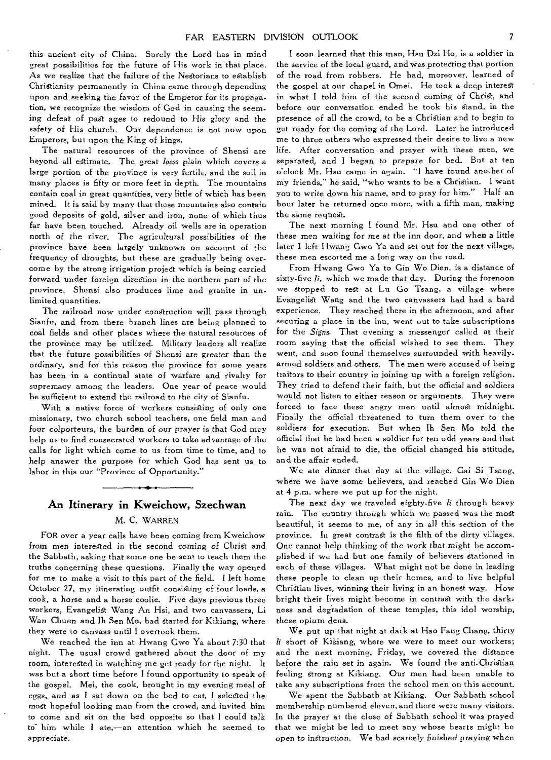this ancient city of China. Surely the Lord has in mind great possibilities for the future of His work in that place. As we realize that the failure of the Nestorians to establish Christianity permanently in China came through depending upon and seeking the favor of the Emperor for its propagation, we recognize the wisdom of God in causing the seeming defeat of past ages to redound to His glory and the safety of His church. Our dependence is not now upon Emperors, but upon the King of kings.

The natural resources of the province of Shensi are beyond all estimate. The great *loess* plain which covers a large portion of the province is very fertile, and the soil in many places is fifty or more feet in depth. The mountains contain coal in great quantities, very little of which has been mined. It is said by many that these mountains also contain good deposits of gold, silver and iron, none of which thus far have been touched. Already oil wells are in operation north of the river. The agricultural possibilities of the province have been largely unknown on account of the frequency of droughts, but these are gradually being overcome by the strong irrigation project which is being carried forward under foreign direction in the northern part of the province. Shensi also produces lime and granite in unlimited quantities.

The railroad now under construction will pass through Sianfu, and from there branch lines are being planned to coal fields and other places where the natural resources of the province may be utilized. Military leaders all realize that the future possibilities of Shensi are greater than the ordinary, and for this reason the province for some years has been in a continual state of warfare and rivalry for supremacy among the leaders. One year of peace would be sufficient to extend the railroad to the city of Sianfu.

With a native force of workers consisting of only one missionary, two church school teachers, one field man and four colporteurs, the burden of our prayer is that God may help us to find consecrated workers to take advantage of the calls for light which come to us from time to time, and to help answer the purpose for which God has sent us to labor in this our "Province of Opportunity."

## An Itinerary in Kweichow, Szechwan

M. C. WARREN

FOR over a year calls have been coming from Kweichow from men interested in the second coming of Christ and the Sabbath, asking that some one be sent to teach them the truths concerning these questions. Finally the way opened for me to make a visit to this part of the field. I left home October 27, my itinerating outfit consisting of four loads, a cook, a horse and a horse coolie. Five days previous three workers, Evangelist Wang An Hsi, and two canvassers, Li Wan Chuen and Ih Sen Mo, had started for Kikiang, where they were to canvass until I overtook them.

We reached the inn at Hwang Gwo Ya about 7:30 that night. The usual crowd gathered about the door of my room, interested in watching me get ready for the night. It was but a short time before I found opportunity to speak of the gospel. Mei, the cook, brought in my evening meal of eggs, and as I sat down on the bed to eat, I selected the most hopeful looking man from the crowd, and invited him to come and sit on the bed opposite so that I could talk to him while I ate,—an attention which he seemed to appreciate.

I soon learned that this man, Hsu Dzi Ho, is a soldier in the service of the local guard, and was protecting that portion of the road from robbers. He had, moreover, learned of the gospel at our chapel in Omei. He took a deep interest in what I told him of the second coming of Christ, and before our conversation ended he took his stand, in the presence of all the crowd, to be a Christian and to begin to get ready for the coming of the Lord. Later he introduced me to three others who expressed their desire to live a new life. After conversation and prayer with these men, we separated, and I began to prepare for bed. But at ten o'clock Mr. Hsu came in again. "I have found another of my friends," he said, "who wants to be a Christian. I want you to write down his name, and to pray for him." Half an hour later he returned once more, with a fifth man, making the same request.

The next morning I found Mr. Hsu and one other of these men waiting for me at the inn door, and when a little later I left Hwang Gwo Ya and set out for the next village, these men escorted me a long way on the road.

From Hwang Gwo Ya to Gin Wo Dien, is a distance of sixty-five *li*, which we made that day. During the forenoon we stopped to rest at Lu Go Tsang, a village where Evangelist Wang and the two canvassers had had a hard experience. They reached there in the afternoon, and after securing a place in the inn, went out to take subscriptions for the *Signs*. That evening a messenger called at their room saying that the official wished to see them. They went, and soon found themselves surrounded with heavily-armed soldiers and others. The men were accused of being traitors to their country in joining up with a foreign religion. They tried to defend their faith, but the official and soldiers would not listen to either reason or arguments. They were forced to face these angry men until almost midnight. Finally the official threatened to turn them over to the soldiers for execution. But when Ih Sen Mo told the official that he had been a soldier for ten odd years and that he was not afraid to die, the official changed his attitude, and the affair ended.

We ate dinner that day at the village, Gai Si Tsang, where we have some believers, and reached Gin Wo Dien at 4 p.m. where we put up for the night.

The next day we traveled eighty-five *li* through heavy rain. The country through which we passed was the most beautiful, it seems to me, of any in all this section of the province. In great contrast is the filth of the dirty villages. One cannot help thinking of the work that might be accomplished if we had but one family of believers stationed in each of these villages. What might not be done in leading these people to clean up their homes, and to live helpful Christian lives, winning their living in an honest way. How bright their lives might become in contrast with the darkness and degradation of these temples, this idol worship, these opium dens.

We put up that night at dark at Hao Fang Chang, thirty *li* short of Kikiang, where we were to meet our workers; and the next morning, Friday, we covered the distance before the rain set in again. We found the anti-Christian feeling strong at Kikiang. Our men had been unable to take any subscriptions from the school men on this account.

We spent the Sabbath at Kikiang. Our Sabbath school membership numbered eleven, and there were many visitors. In the prayer at the close of Sabbath school it was prayed that we might be led to meet any whose hearts might be open to instruction. We had scarcely finished praying when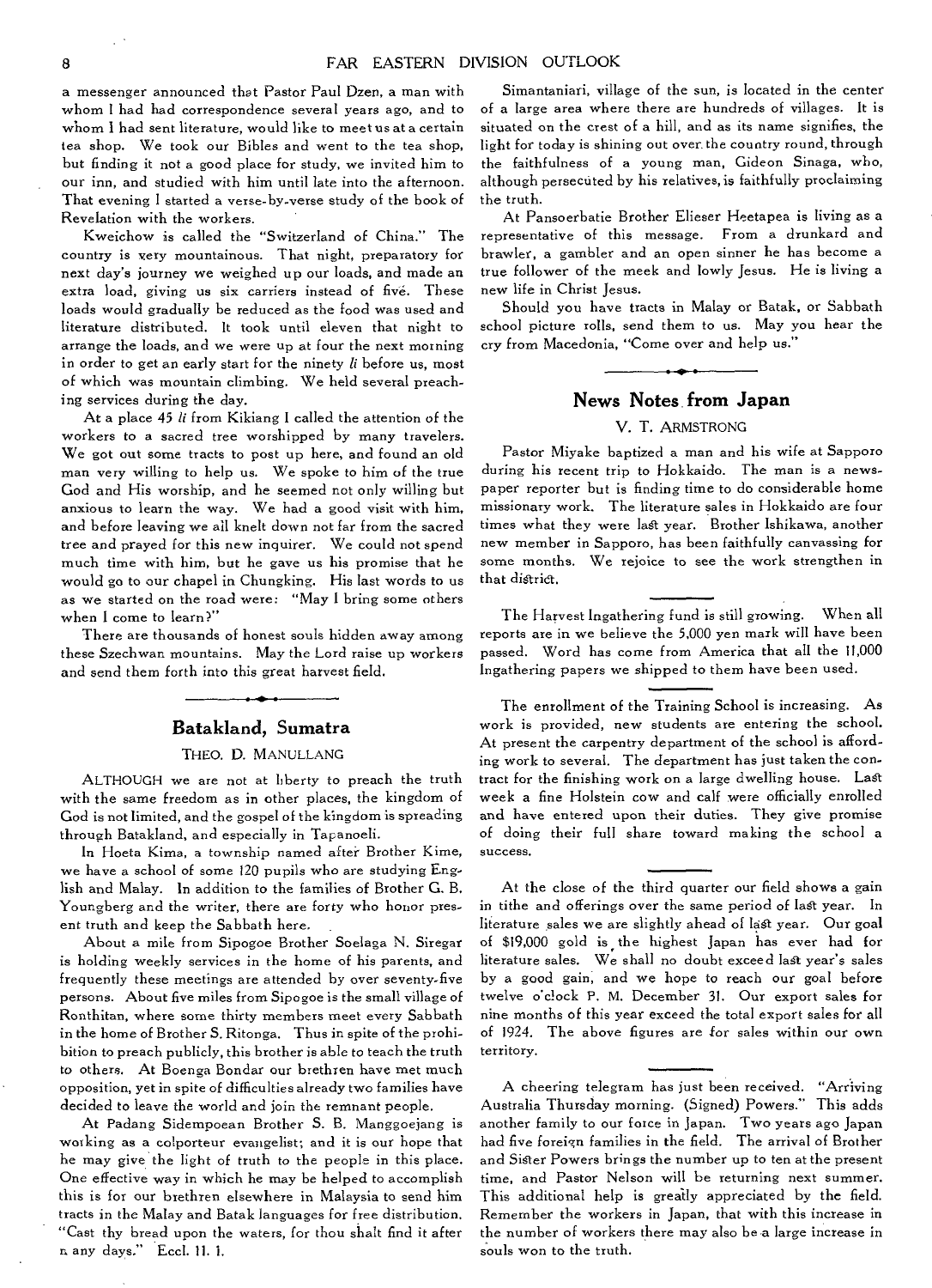a messenger announced that Pastor Paul Dzen, a man with whom I had had correspondence several years ago, and to whom I had sent literature, would like to meet us at a certain tea shop. We took our Bibles and went to the tea shop, but finding it not a good place for study, we invited him to our inn, and studied with him until late into the afternoon. That evening I started a verse-by-verse study of the book of Revelation with the workers.

Kweichow is called the "Switzerland of China." The country is very mountainous. That night, preparatory for next day's journey we weighed up our loads, and made an extra load, giving us six carriers instead of five. These loads would gradually be reduced as the food was used and literature distributed. It took until eleven that night to arrange the loads, and we were up at four the next morning in order to get an early start for the ninety *li* before us, most of which was mountain climbing. We held several preaching services during the day.

At a place 45 *li* from Kikiang I called the attention of the workers to a sacred tree worshipped by many travelers. We got out some tracts to post up here, and found an old man very willing to help us. We spoke to him of the true God and His worship, and he seemed not only willing but anxious to learn the way. We had a good visit with him, and before leaving we all knelt down not far from the sacred tree and prayed for this new inquirer. We could not spend much time with him, but he gave us his promise that he would go to our chapel in Chungking. His last words to us as we started on the road were: "May I bring some others when I come to learn?"

There are thousands of honest souls hidden away among these Szechwan mountains. May the Lord raise up workers and send them forth into this great harvest field.

## Batakland, Sumatra

THEO. D. MANULLANG

ALTHOUGH we are not at liberty to preach the truth with the same freedom as in other places, the kingdom of God is not limited, and the gospel of the kingdom is spreading through Batakland, and especially in Tapanoeli.

In Hoeta Kima, a township named after Brother Kime, we have a school of some 120 pupils who are studying English and Malay. In addition to the families of Brother G. B. Youngberg and the writer, there are forty who honor present truth and keep the Sabbath here.

About a mile from Sipogoe Brother Soelaga N. Siregar is holding weekly services in the home of his parents, and frequently these meetings are attended by over seventy-five persons. About five miles from Sipogoe is the small village of Ronthitan, where some thirty members meet every Sabbath in the home of Brother S. Ritonga. Thus in spite of the prohibition to preach publicly, this brother is able to teach the truth to others. At Boenga Bondar our brethren have met much opposition, yet in spite of difficulties already two families have decided to leave the world and join the remnant people.

At Padang Sidempoean Brother S. B. Manggoejang is working as a colporteur evangelist; and it is our hope that he may give the light of truth to the people in this place. One effective way in which he may be helped to accomplish this is for our brethren elsewhere in Malaysia to send him tracts in the Malay and Batak languages for free distribution. "Cast thy bread upon the waters, for thou shalt find it after many days." Eccl. 11. 1.

Simantaniari, village of the sun, is located in the center of a large area where there are hundreds of villages. It is situated on the crest of a hill, and as its name signifies, the light for today is shining out over the country round, through the faithfulness of a young man, Gideon Sinaga, who, although persecuted by his relatives, is faithfully proclaiming the truth.

At Pansoerbatie Brother Elieser Heetapea is living as a representative of this message. From a drunkard and brawler, a gambler and an open sinner he has become a true follower of the meek and lowly Jesus. He is living a new life in Christ Jesus.

Should you have tracts in Malay or Batak, or Sabbath school picture rolls, send them to us. May you hear the cry from Macedonia, "Come over and help us."

## News Notes from Japan

V. T. ARMSTRONG

Pastor Miyake baptized a man and his wife at Sapporo during his recent trip to Hokkaido. The man is a newspaper reporter but is finding time to do considerable home missionary work. The literature sales in Hokkaido are four times what they were last year. Brother Ishikawa, another new member in Sapporo, has been faithfully canvassing for some months. We rejoice to see the work strengthen in that district.

The Harvest Ingathering fund is still growing. When all reports are in we believe the 5,000 yen mark will have been passed. Word has come from America that all the 11,000 Ingathering papers we shipped to them have been used.

The enrollment of the Training School is increasing. As work is provided, new students are entering the school. At present the carpentry department of the school is affording work to several. The department has just taken the contract for the finishing work on a large dwelling house. Last week a fine Holstein cow and calf were officially enrolled and have entered upon their duties. They give promise of doing their full share toward making the school a success.

At the close of the third quarter our field shows a gain in tithe and offerings over the same period of last year. In literature sales we are slightly ahead of last year. Our goal of $19,000 gold is the highest Japan has ever had for literature sales. We shall no doubt exceed last year's sales by a good gain, and we hope to reach our goal before twelve o'clock P. M. December 31. Our export sales for nine months of this year exceed the total export sales for all of 1924. The above figures are for sales within our own territory.

A cheering telegram has just been received. "Arriving Australia Thursday morning. (Signed) Powers." This adds another family to our force in Japan. Two years ago Japan had five foreign families in the field. The arrival of Brother and Sister Powers brings the number up to ten at the present time, and Pastor Nelson will be returning next summer. This additional help is greatly appreciated by the field. Remember the workers in Japan, that with this increase in the number of workers there may also be a large increase in souls won to the truth.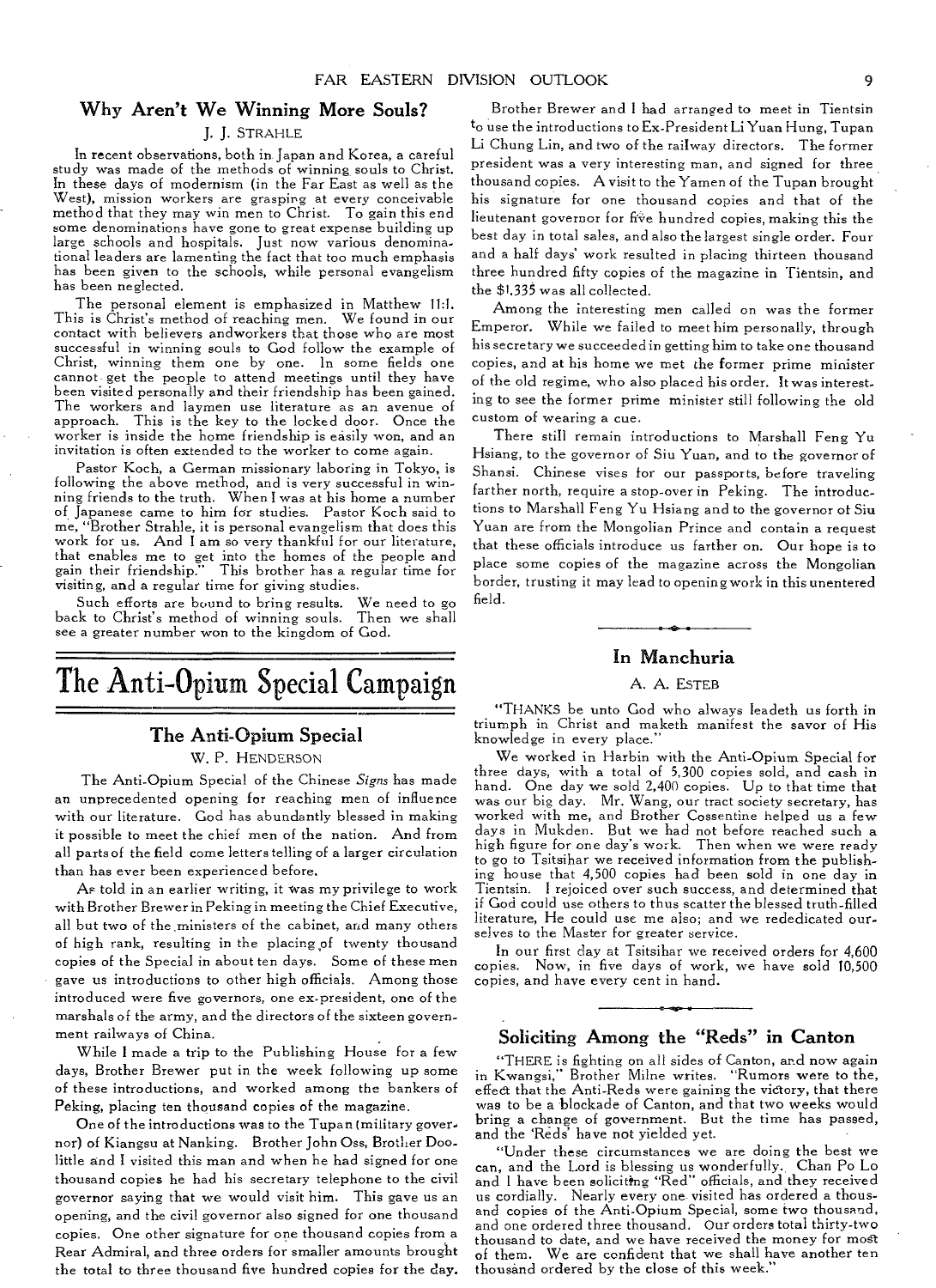## Why Aren't We Winning More Souls?

J. J. STRAHLE

In recent observations, both in Japan and Korea, a careful study was made of the methods of winning souls to Christ. In these days of modernism (in the Far East as well as the West), mission workers are grasping at every conceivable method that they may win men to Christ. To gain this end some denominations have gone to great expense building up large schools and hospitals. Just now various denominational leaders are lamenting the fact that too much emphasis has been given to the schools, while personal evangelism has been neglected.

The personal element is emphasized in Matthew 11:1. This is Christ's method of reaching men. We found in our contact with believers andworkers that those who are most successful in winning souls to God follow the example of Christ, winning them one by one. In some fields one cannot get the people to attend meetings until they have been visited personally and their friendship has been gained. The workers and laymen use literature as an avenue of approach. This is the key to the locked door. Once the worker is inside the home friendship is easily won, and an invitation is often extended to the worker to come again.

Pastor Koch, a German missionary laboring in Tokyo, is following the above method, and is very successful in winning friends to the truth. When I was at his home a number of Japanese came to him for studies. Pastor Koch said to me, "Brother Strahle, it is personal evangelism that does this work for us. And I am so very thankful for our literature, that enables me to get into the homes of the people and gain their friendship." This brother has a regular time for visiting, and a regular time for giving studies.

Such efforts are bound to bring results. We need to go back to Christ's method of winning souls. Then we shall see a greater number won to the kingdom of God.

# The Anti-Opium Special Campaign

## The Anti-Opium Special

W. P. HENDERSON

The Anti-Opium Special of the Chinese *Signs* has made an unprecedented opening for reaching men of influence with our literature. God has abundantly blessed in making it possible to meet the chief men of the nation. And from all parts of the field come letters telling of a larger circulation than has ever been experienced before.

As told in an earlier writing, it was my privilege to work with Brother Brewer in Peking in meeting the Chief Executive, all but two of the ministers of the cabinet, and many others of high rank, resulting in the placing of twenty thousand copies of the Special in about ten days. Some of these men gave us introductions to other high officials. Among those introduced were five governors, one ex-president, one of the marshals of the army, and the directors of the sixteen government railways of China.

While I made a trip to the Publishing House for a few days, Brother Brewer put in the week following up some of these introductions, and worked among the bankers of Peking, placing ten thousand copies of the magazine.

One of the introductions was to the Tupan (military governor) of Kiangsu at Nanking. Brother John Oss, Brother Doolittle and I visited this man and when he had signed for one thousand copies he had his secretary telephone to the civil governor saying that we would visit him. This gave us an opening, and the civil governor also signed for one thousand copies. One other signature for one thousand copies from a Rear Admiral, and three orders for smaller amounts brought the total to three thousand five hundred copies for the day.

Brother Brewer and I had arranged to meet in Tientsin to use the introductions to Ex-President Li Yuan Hung, Tupan Li Chung Lin, and two of the railway directors. The former president was a very interesting man, and signed for three thousand copies. A visit to the Yamen of the Tupan brought his signature for one thousand copies and that of the lieutenant governor for five hundred copies, making this the best day in total sales, and also the largest single order. Four and a half days' work resulted in placing thirteen thousand three hundred fifty copies of the magazine in Tientsin, and the $1,335 was all collected.

Among the interesting men called on was the former Emperor. While we failed to meet him personally, through his secretary we succeeded in getting him to take one thousand copies, and at his home we met the former prime minister of the old regime, who also placed his order. It was interesting to see the former prime minister still following the old custom of wearing a cue.

There still remain introductions to Marshall Feng Yu Hsiang, to the governor of Siu Yuan, and to the governor of Shansi. Chinese vises for our passports, before traveling farther north, require a stop-over in Peking. The introductions to Marshall Feng Yu Hsiang and to the governor of Siu Yuan are from the Mongolian Prince and contain a request that these officials introduce us farther on. Our hope is to place some copies of the magazine across the Mongolian border, trusting it may lead to opening work in this unentered field.

## In Manchuria

A. A. ESTEB

"THANKS be unto God who always leadeth us forth in triumph in Christ and maketh manifest the savor of His knowledge in every place."

We worked in Harbin with the Anti-Opium Special for three days, with a total of 5,300 copies sold, and cash in hand. One day we sold 2,400 copies. Up to that time that was our big day. Mr. Wang, our tract society secretary, has worked with me, and Brother Cossentine helped us a few days in Mukden. But we had not before reached such a high figure for one day's work. Then when we were ready to go to Tsitsihar we received information from the publishing house that 4,500 copies had been sold in one day in Tientsin. I rejoiced over such success, and determined that if God could use others to thus scatter the blessed truth-filled literature, He could use me also; and we rededicated ourselves to the Master for greater service.

In our first day at Tsitsihar we received orders for 4,600 copies. Now, in five days of work, we have sold 10,500 copies, and have every cent in hand.

## Soliciting Among the "Reds" in Canton

"THERE is fighting on all sides of Canton, and now again in Kwangsi," Brother Milne writes. "Rumors were to the effect that the Anti-Reds were gaining the victory, that there was to be a blockade of Canton, and that two weeks would bring a change of government. But the time has passed, and the 'Reds' have not yielded yet.

"Under these circumstances we are doing the best we can, and the Lord is blessing us wonderfully. Chan Po Lo and I have been soliciting "Red" officials, and they received us cordially. Nearly every one visited has ordered a thousand copies of the Anti-Opium Special, some two thousand, and one ordered three thousand. Our orders total thirty-two thousand to date, and we have received the money for most of them. We are confident that we shall have another ten thousand ordered by the close of this week."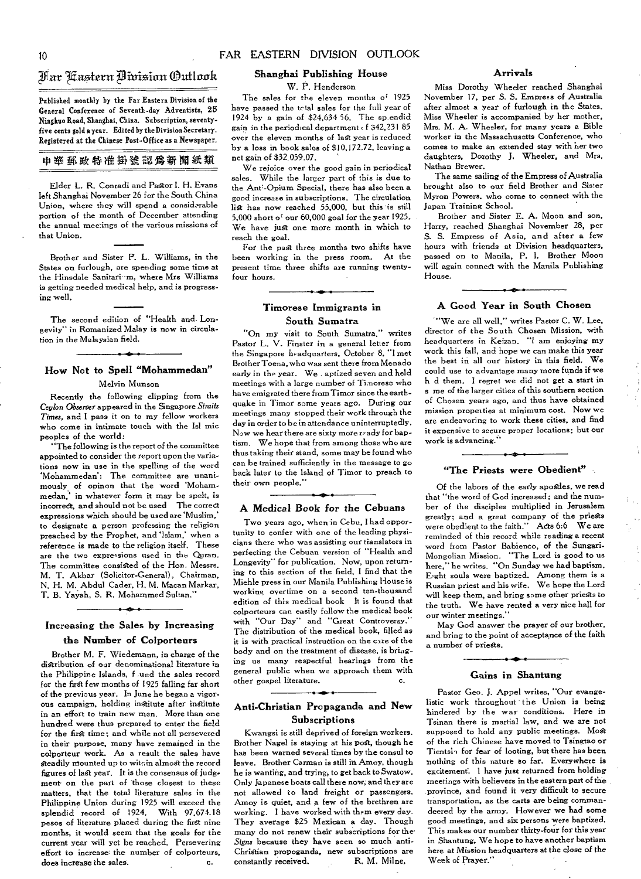# Far Eastern Division Outlook

Published monthly by the Far Eastern Division of the General Conference of Seventh-day Adventists, 25 Ningkuo Road, Shanghai, China. Subscription, seventy-five cents gold a year. Edited by the Division Secretary. Registered at the Chinese Post-Office as a Newspaper.

中華郵政特准掛號認爲新聞紙類

Elder L. R. Conradi and Pastor I. H. Evans left Shanghai November 26 for the South China Union, where they will spend a considerable portion of the month of December attending the annual meetings of the various missions of that Union.

Brother and Sister P. L. Williams, in the States on furlough, are spending some time at the Hinsdale Sanitarium, where Mrs Williams is getting needed medical help, and is progressing well.

The second edition of "Health and Longevity" in Romanized Malay is now in circulation in the Malaysian field.

## How Not to Spell "Mohammedan"

Melvin Munson

Recently the following clipping from the *Ceylon Observer* appeared in the Singapore *Straits Times*, and I pass it on to my fellow workers who come in intimate touch with the Islamic peoples of the world:

"The following is the report of the committee appointed to consider the report upon the variations now in use in the spelling of the word 'Mohammedan': The committee are unanimously of opinion that the word 'Mohammedan,' in whatever form it may be spelt, is incorrect, and should not be used The correct expressions which should be used are 'Muslim,' to designate a person professing the religion preached by the Prophet, and 'Islam,' when a reference is made to the religion itself. These are the two expressions used in the Quran. The committee consisted of the Hon. Messrs. M. T. Akbar (Solicitor-General), Chairman, N. H. M. Abdul Cader, H. M. Macan Markar, T. B. Yayah, S. R. Mohammed Sultan."

## Increasing the Sales by Increasing the Number of Colporteurs

Brother M. F. Wiedemann, in charge of the distribution of our denominational literature in the Philippine Islands, found the sales record for the first few months of 1925 falling far short of the previous year. In June he began a vigorous campaign, holding institute after institute in an effort to train new men. More than one hundred were thus prepared to enter the field for the first time; and while not all persevered in their purpose, many have remained in the colporteur work. As a result the sales have steadily mounted up to within almost the record figures of last year. It is the consensus of judgment on the part of those closest to these matters, that the total literature sales in the Philippine Union during 1925 will exceed the splendid record of 1924. With 97,674.18 pesos of literature placed during the first nine months, it would seem that the goals for the current year will yet be reached. Persevering effort to increase the number of colporteurs, does increase the sales. c.

## Shanghai Publishing House

W. P. Henderson

The sales for the eleven months of 1925 have passed the total sales for the full year of 1924 by a gain of $24,634.56. The splendid gain in the periodical department of $42,231.85 over the eleven months of last year is reduced by a loss in book sales of $10,172.72, leaving a net gain of $32,059.07.

We rejoice over the good gain in periodical sales. While the larger part of this is due to the Anti-Opium Special, there has also been a good increase in subscriptions. The circulation list has now reached 55,000, but this is still 5,000 short of our 60,000 goal for the year 1925. We have just one more month in which to reach the goal.

For the past three months two shifts have been working in the press room. At the present time three shifts are running twenty-four hours.

## Timorese Immigrants in South Sumatra

"On my visit to South Sumatra," writes Pastor L. V. Finster in a general letter from the Singapore headquarters, October 8, "I met Brother Toena, who was sent there from Menado early in the year. We baptized seven and held meetings with a large number of Timorese who have emigrated there from Timor since the earthquake in Timor some years ago. During our meetings many stopped their work through the day in order to be in attendance uninterruptedly. Now we hear there are sixty more ready for baptism. We hope that from among those who are thus taking their stand, some may be found who can be trained sufficiently in the message to go back later to the Island of Timor to preach to their own people."

## A Medical Book for the Cebuans

Two years ago, when in Cebu, I had opportunity to confer with one of the leading physicians there who was assisting our translators in perfecting the Cebuan version of "Health and Longevity" for publication. Now, upon returning to this section of the field, I find that the Miehle press in our Manila Publishing House is working overtime on a second ten-thousand edition of this medical book It is found that colporteurs can easily follow the medical book with "Our Day" and "Great Controversy." The distribution of the medical book, filled as it is with practical instruction on the care of the body and on the treatment of disease, is bringing us many respectful hearings from the general public when we approach them with other gospel literature. c.

## Anti-Christian Propaganda and New Subscriptions

Kwangsi is still deprived of foreign workers. Brother Nagel is staying at his post, though he has been warned several times by the consul to leave. Brother Carman is still in Amoy, though he is wanting, and trying, to get back to Swatow. Only Japanese boats call there now, and they are not allowed to land freight or passengers. Amoy is quiet, and a few of the brethren are working. I have worked with them every day. They average $25 Mexican a day. Though many do not renew their subscriptions for the *Signs* because they have seen so much anti-Christian propoganda, new subscriptions are constantly received. R. M. Milne.

## Arrivals

Miss Dorothy Wheeler reached Shanghai November 17, per S. S. Empress of Australia after almost a year of furlough in the States. Miss Wheeler is accompanied by her mother, Mrs. M. A. Wheeler, for many years a Bible worker in the Massachusetts Conference, who comes to make an extended stay with her two daughters, Dorothy J. Wheeler, and Mrs. Nathan Brewer.

The same sailing of the Empress of Australia brought also to our field Brother and Sister Myron Powers, who come to connect with the Japan Training School.

Brother and Sister E. A. Moon and son, Harry, reached Shanghai November 28, per S. S. Empress of Asia, and after a few hours with friends at Division headquarters, passed on to Manila, P. I. Brother Moon will again connect with the Manila Publishing House.

## A Good Year in South Chosen

"We are all well," writes Pastor C. W. Lee, director of the South Chosen Mission, with headquarters in Keizan. "I am enjoying my work this fall, and hope we can make this year the best in all our history in this field. We could use to advantage many more funds if we had them. I regret we did not get a start in some of the larger cities of this southern section of Chosen years ago, and thus have obtained mission properties at minimum cost. Now we are endeavoring to work these cities, and find it expensive to secure proper locations; but our work is advancing."

## "The Priests were Obedient"

Of the labors of the early apostles, we read that "the word of God increased; and the number of the disciples multiplied in Jerusalem greatly; and a great company of the priests were obedient to the faith." Acts 6:6 We are reminded of this record while reading a recent word from Pastor Babienco, of the Sungari-Mongolian Mission. "The Lord is good to us here," he writes. "On Sunday we had baptism. Eight souls were baptized. Among them is a Russian priest and his wife. We hope the Lord will keep them, and bring some other priests to the truth. We have rented a very nice hall for our winter meetings."

May God answer the prayer of our brother, and bring to the point of acceptance of the faith a number of priests.

## Gains in Shantung

Pastor Geo. J. Appel writes, "Our evangelistic work throughout the Union is being hindered by the war conditions. Here in Tsinan there is martial law, and we are not supposed to hold any public meetings. Most of the rich Chinese have moved to Tsingtao or Tientsin for fear of looting, but there has been nothing of this nature so far. Everywhere is excitement. I have just returned from holding meetings with believers in the eastern part of the province, and found it very difficult to secure transportation, as the carts are being commandeered by the army. However we had some good meetings, and six persons were baptized. This makes our number thirty-four for this year in Shantung. We hope to have another baptism here at Mission headquarters at the close of the Week of Prayer."